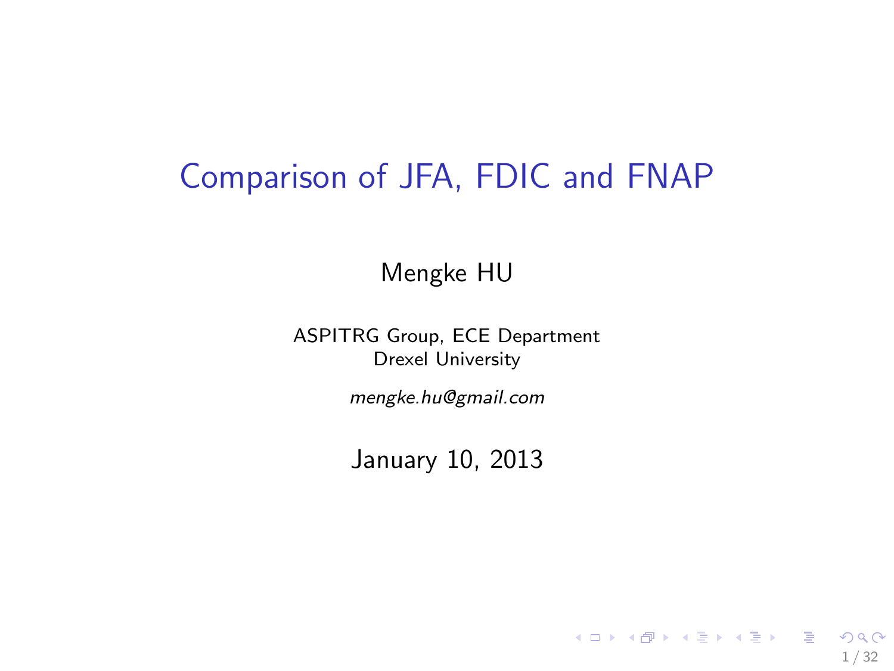# Comparison of JFA, FDIC and FNAP

Mengke HU

ASPITRG Group, ECE Department
Drexel University

*mengke.hu@gmail.com*

January 10, 2013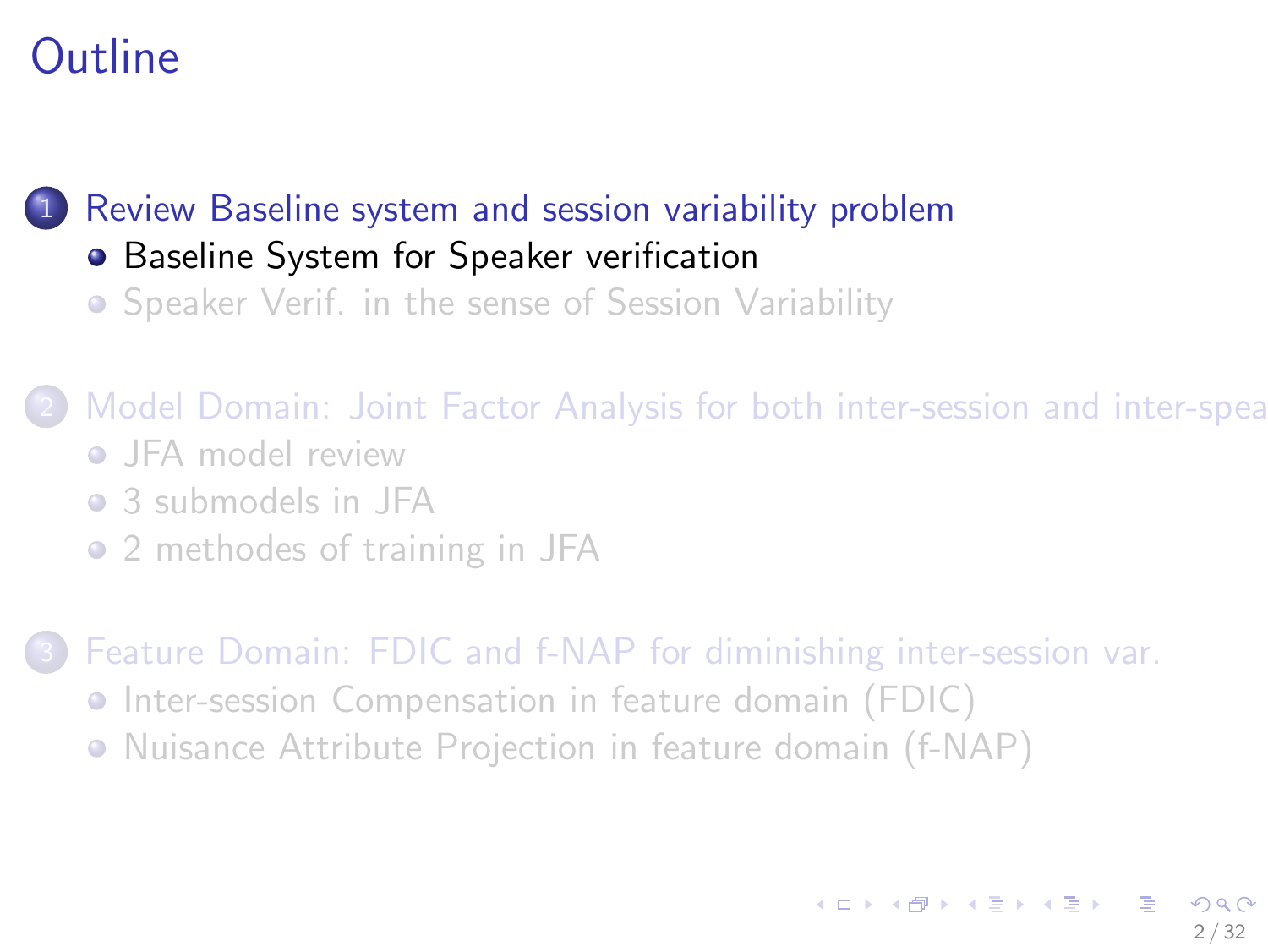# Outline

1. Review Baseline system and session variability problem
   - Baseline System for Speaker verification
   - Speaker Verif. in the sense of Session Variability
2. Model Domain: Joint Factor Analysis for both inter-session and inter-spea
   - JFA model review
   - 3 submodels in JFA
   - 2 methodes of training in JFA
3. Feature Domain: FDIC and f-NAP for diminishing inter-session var.
   - Inter-session Compensation in feature domain (FDIC)
   - Nuisance Attribute Projection in feature domain (f-NAP)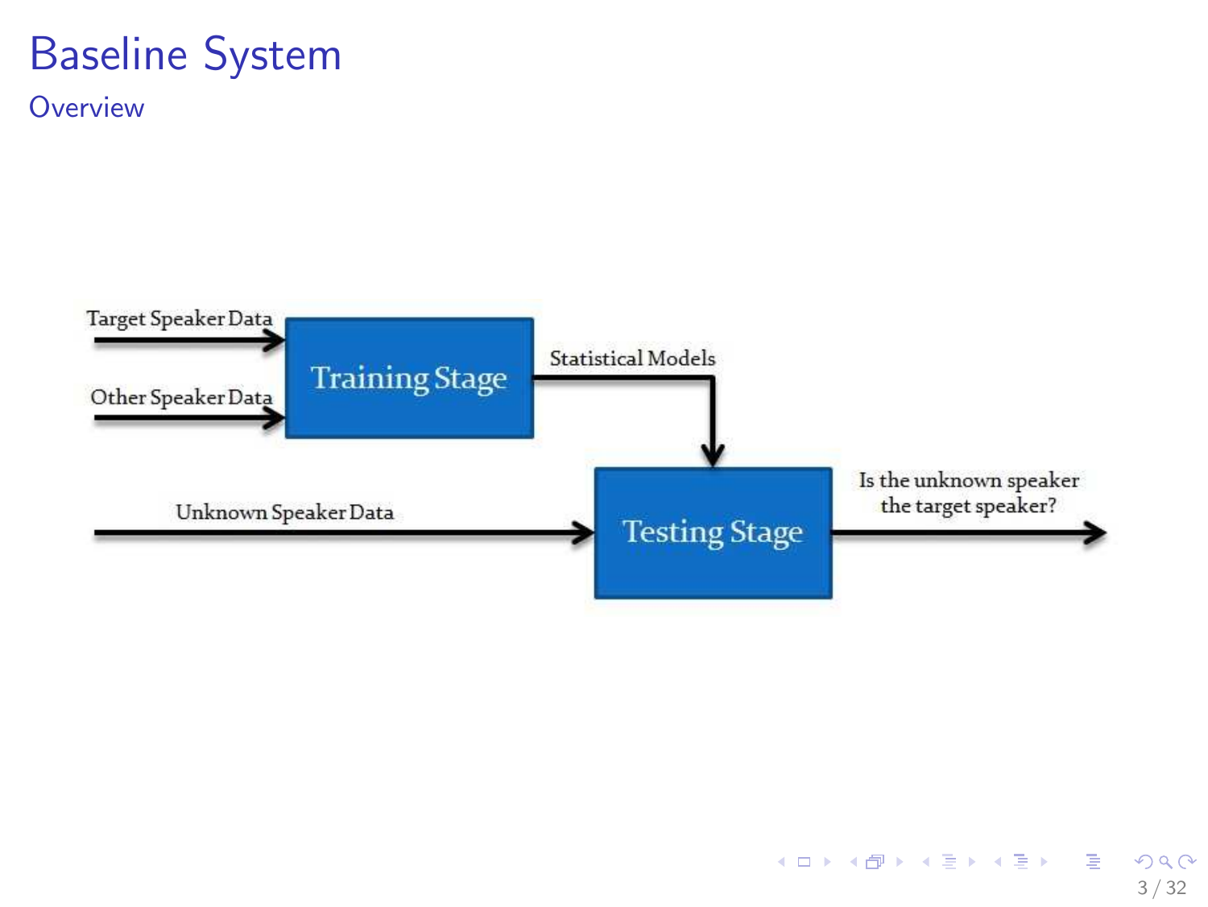# Baseline System

## Overview

Target Speaker Data

Other Speaker Data

Training Stage

Statistical Models

Unknown Speaker Data

Testing Stage

Is the unknown speaker the target speaker?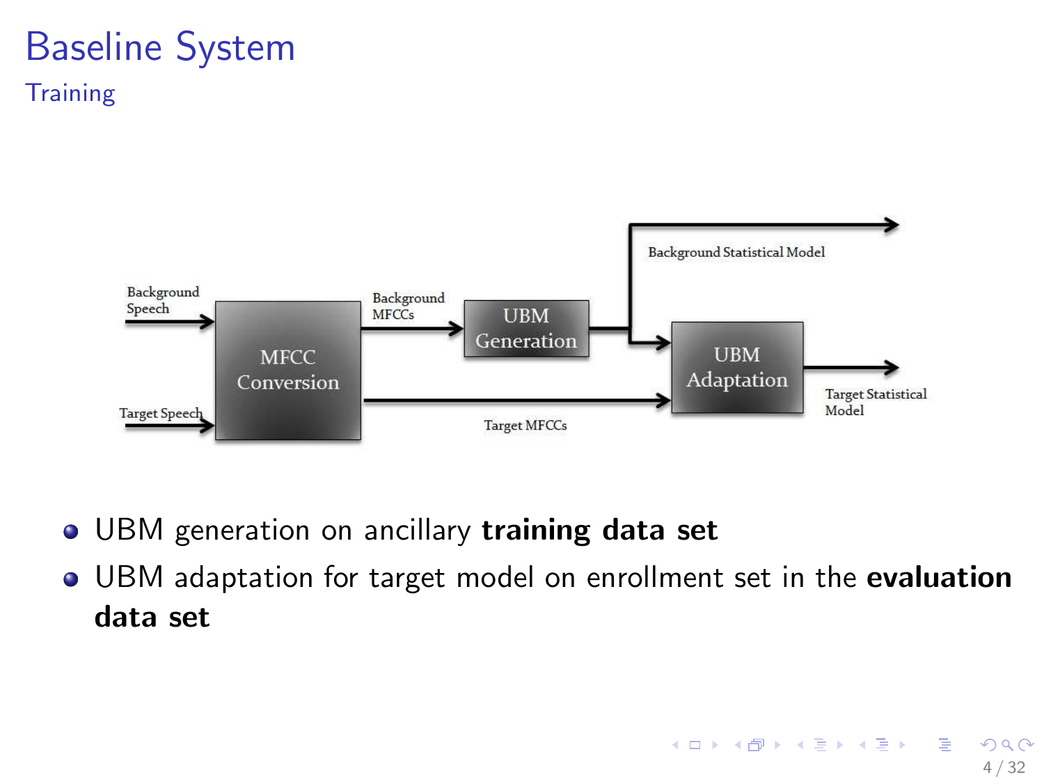# Baseline System

## Training

- UBM generation on ancillary **training data set**
- UBM adaptation for target model on enrollment set in the **evaluation data set**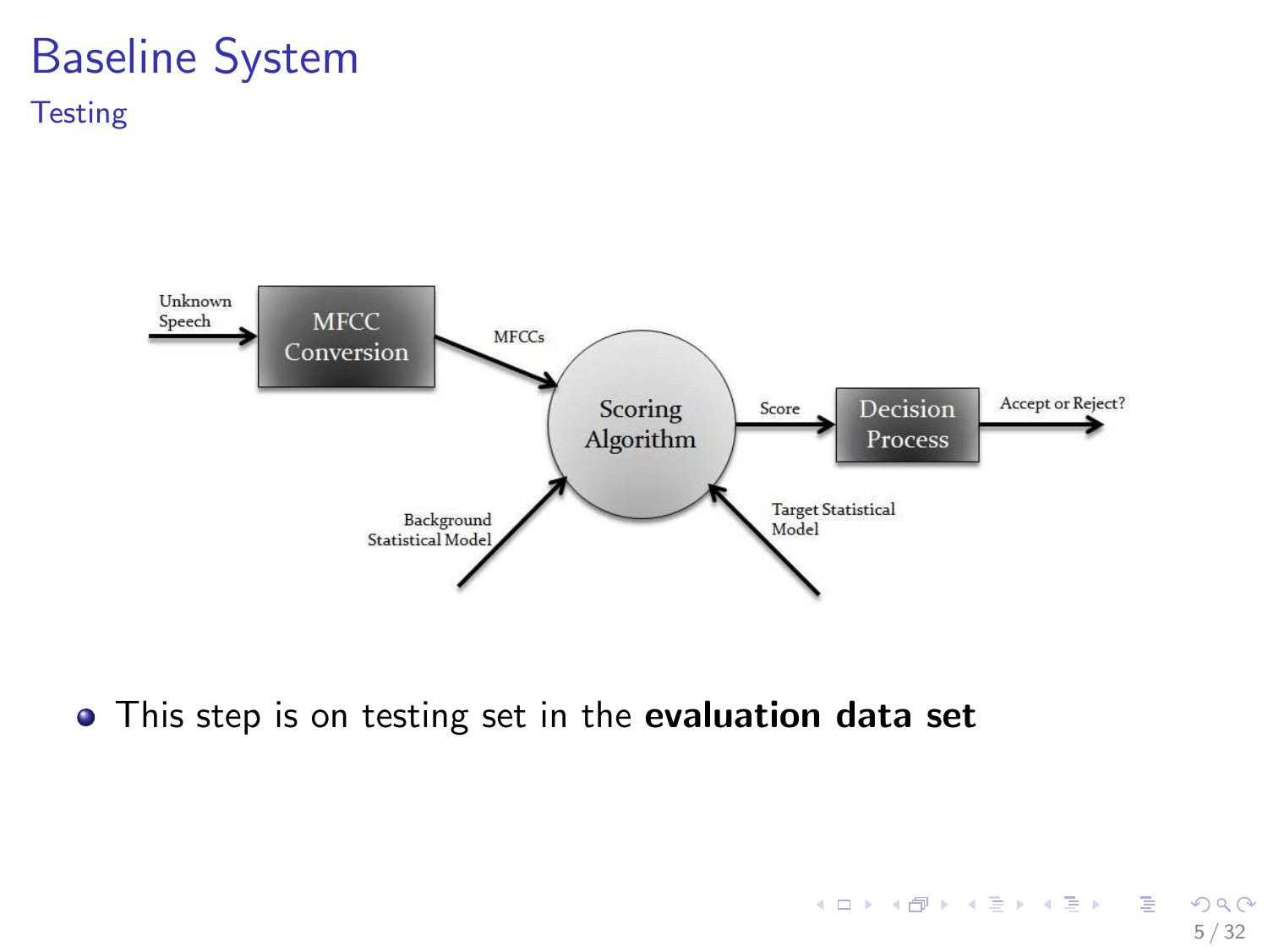# Baseline System

## Testing

Unknown Speech → MFCC Conversion → MFCCs → Scoring Algorithm → Score → Decision Process → Accept or Reject?

Background Statistical Model → Scoring Algorithm

Target Statistical Model → Scoring Algorithm

- This step is on testing set in the **evaluation data set**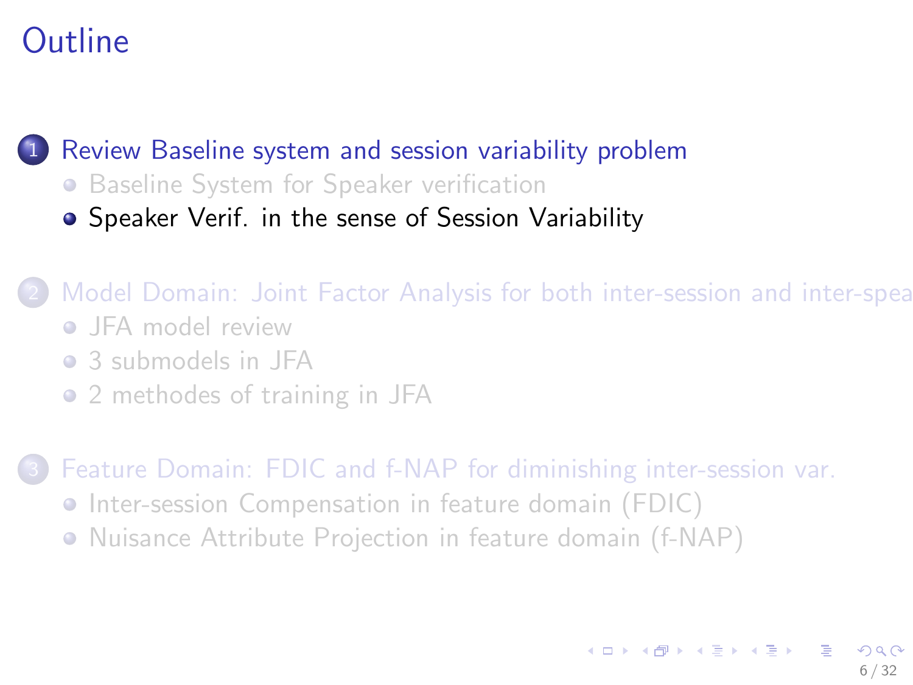# Outline

1. Review Baseline system and session variability problem
   - Baseline System for Speaker verification
   - Speaker Verif. in the sense of Session Variability

2. Model Domain: Joint Factor Analysis for both inter-session and inter-spea
   - JFA model review
   - 3 submodels in JFA
   - 2 methodes of training in JFA

3. Feature Domain: FDIC and f-NAP for diminishing inter-session var.
   - Inter-session Compensation in feature domain (FDIC)
   - Nuisance Attribute Projection in feature domain (f-NAP)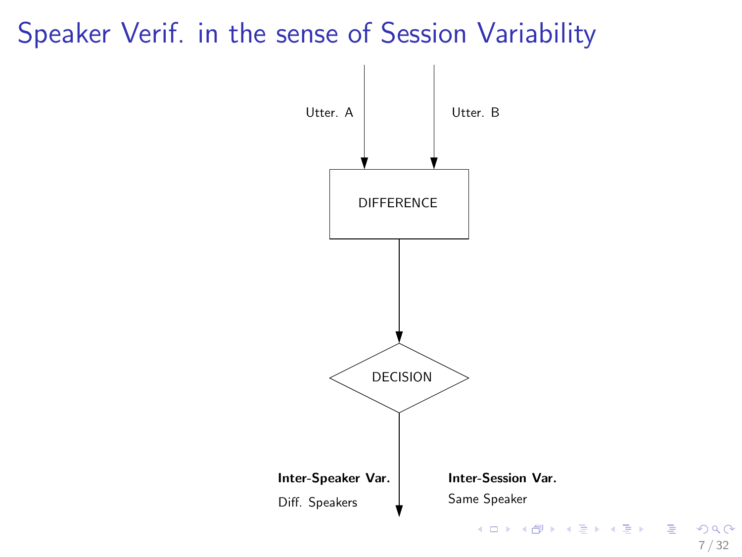# Speaker Verif. in the sense of Session Variability

Utter. A

Utter. B

DIFFERENCE

DECISION

**Inter-Speaker Var.**

Diff. Speakers

**Inter-Session Var.**

Same Speaker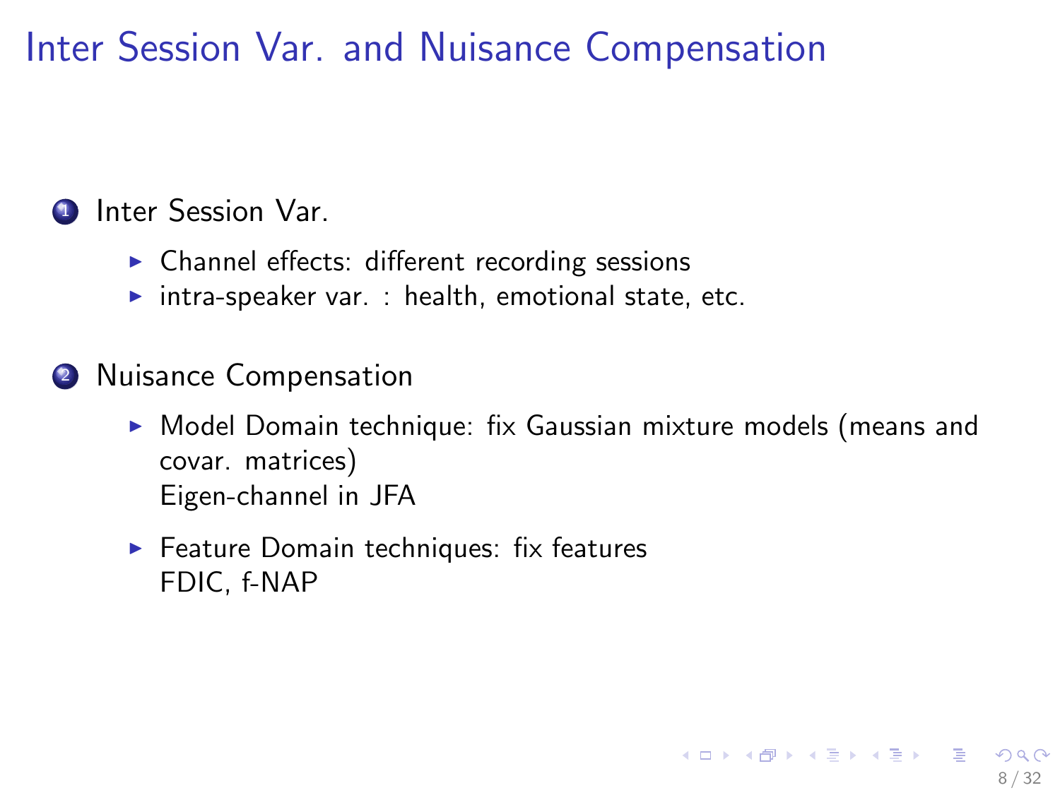# Inter Session Var. and Nuisance Compensation

1. Inter Session Var.
   - Channel effects: different recording sessions
   - intra-speaker var. : health, emotional state, etc.

2. Nuisance Compensation
   - Model Domain technique: fix Gaussian mixture models (means and covar. matrices)
     Eigen-channel in JFA
   - Feature Domain techniques: fix features
     FDIC, f-NAP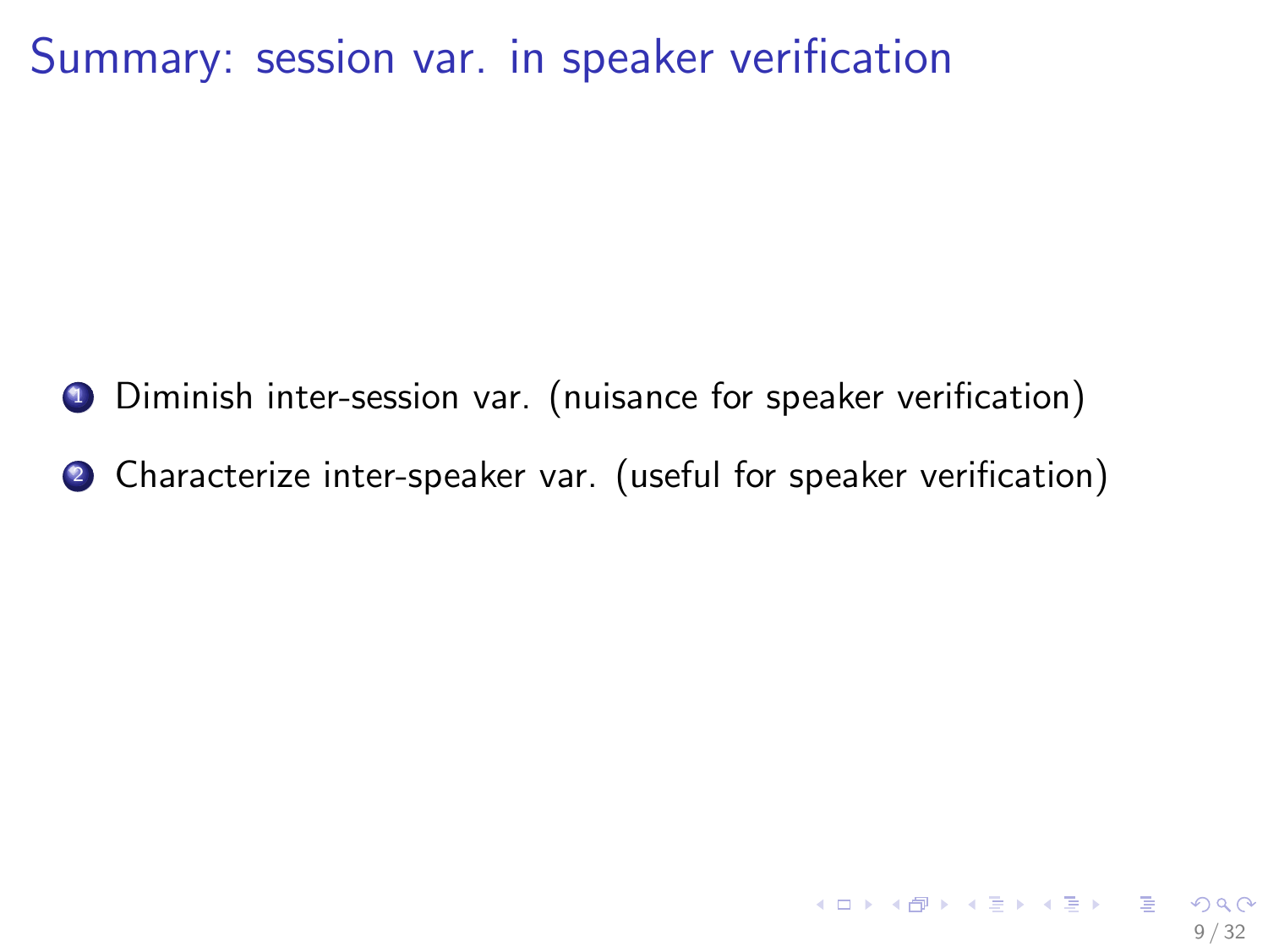# Summary: session var. in speaker verification

1. Diminish inter-session var. (nuisance for speaker verification)
2. Characterize inter-speaker var. (useful for speaker verification)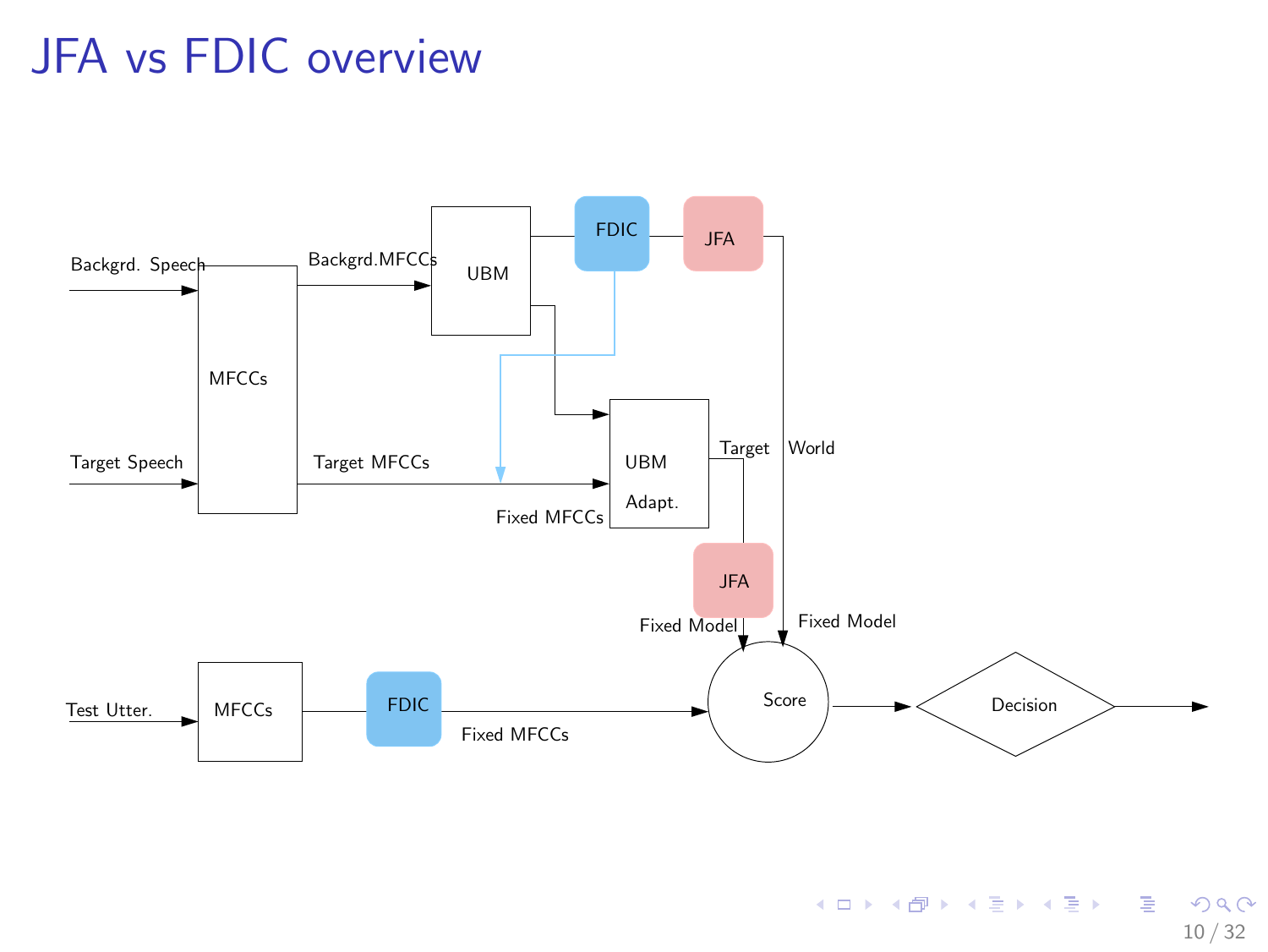# JFA vs FDIC overview

Backgrd. Speech

Target Speech

MFCCs

Backgrd.MFCCs

UBM

FDIC

JFA

Target MFCCs

Fixed MFCCs

UBM

Adapt.

Target

World

JFA

Fixed Model

Fixed Model

Test Utter.

MFCCs

FDIC

Fixed MFCCs

Score

Decision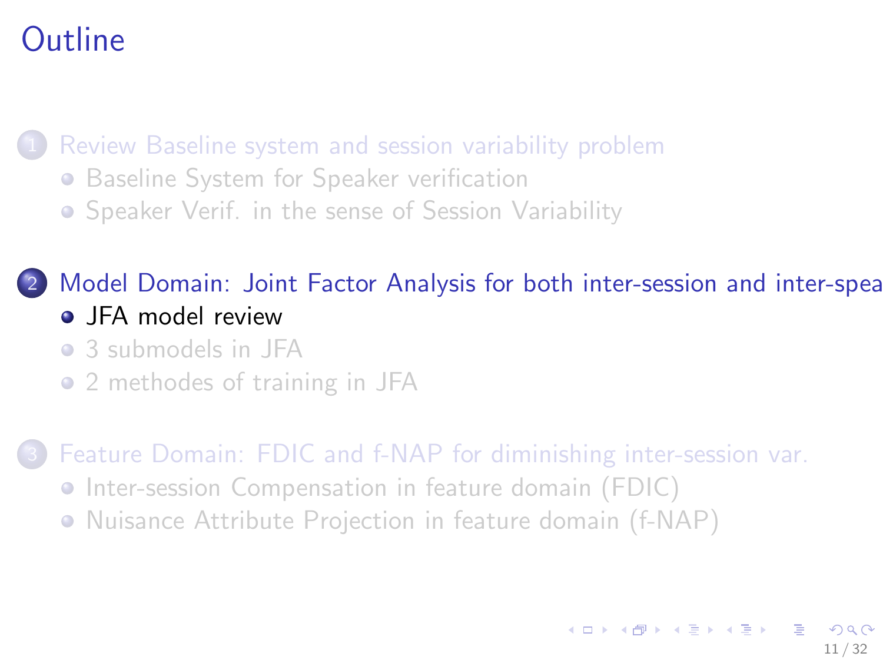# Outline

1. Review Baseline system and session variability problem
   - Baseline System for Speaker verification
   - Speaker Verif. in the sense of Session Variability
2. Model Domain: Joint Factor Analysis for both inter-session and inter-spea
   - JFA model review
   - 3 submodels in JFA
   - 2 methodes of training in JFA
3. Feature Domain: FDIC and f-NAP for diminishing inter-session var.
   - Inter-session Compensation in feature domain (FDIC)
   - Nuisance Attribute Projection in feature domain (f-NAP)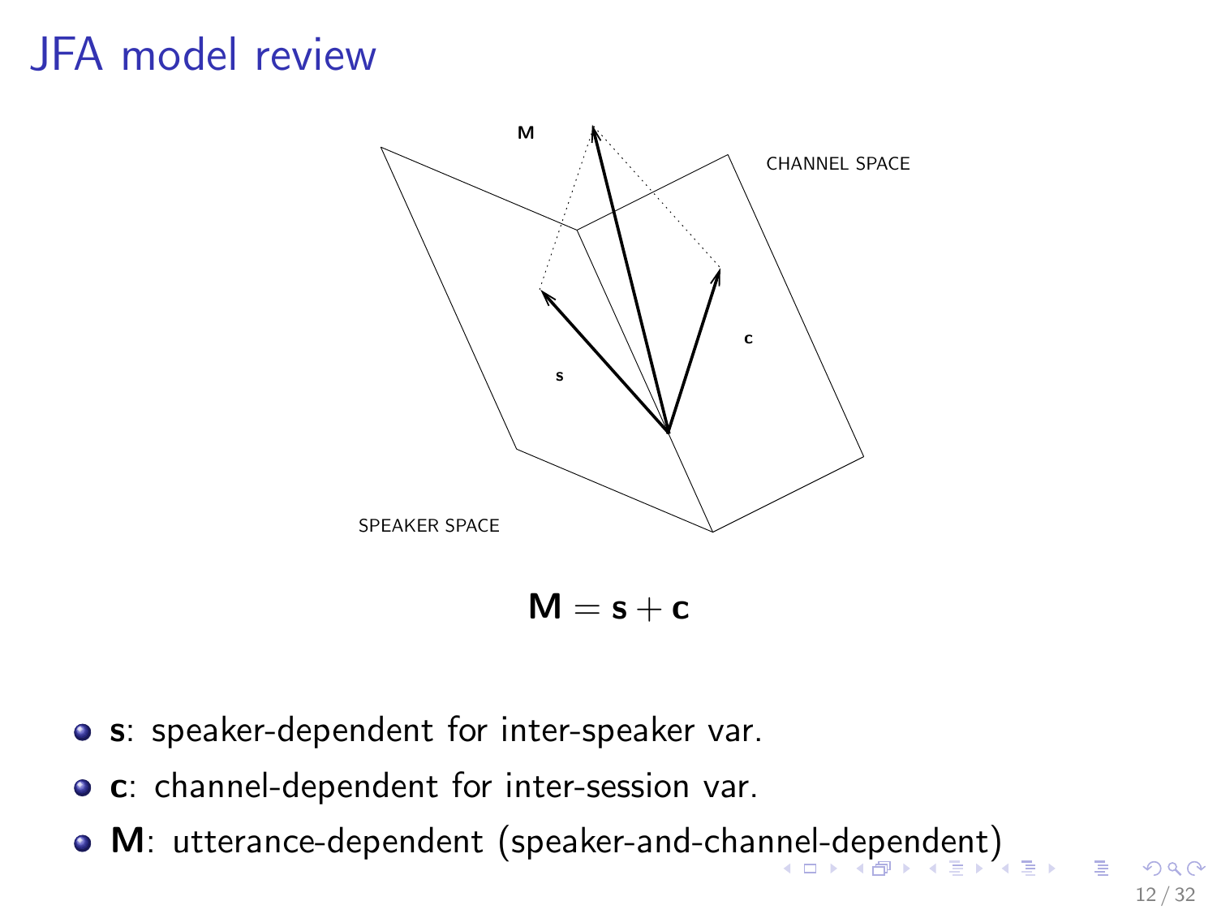# JFA model review

$$\mathbf{M} = \mathbf{s} + \mathbf{c}$$

- $\mathbf{s}$: speaker-dependent for inter-speaker var.
- $\mathbf{c}$: channel-dependent for inter-session var.
- $\mathbf{M}$: utterance-dependent (speaker-and-channel-dependent)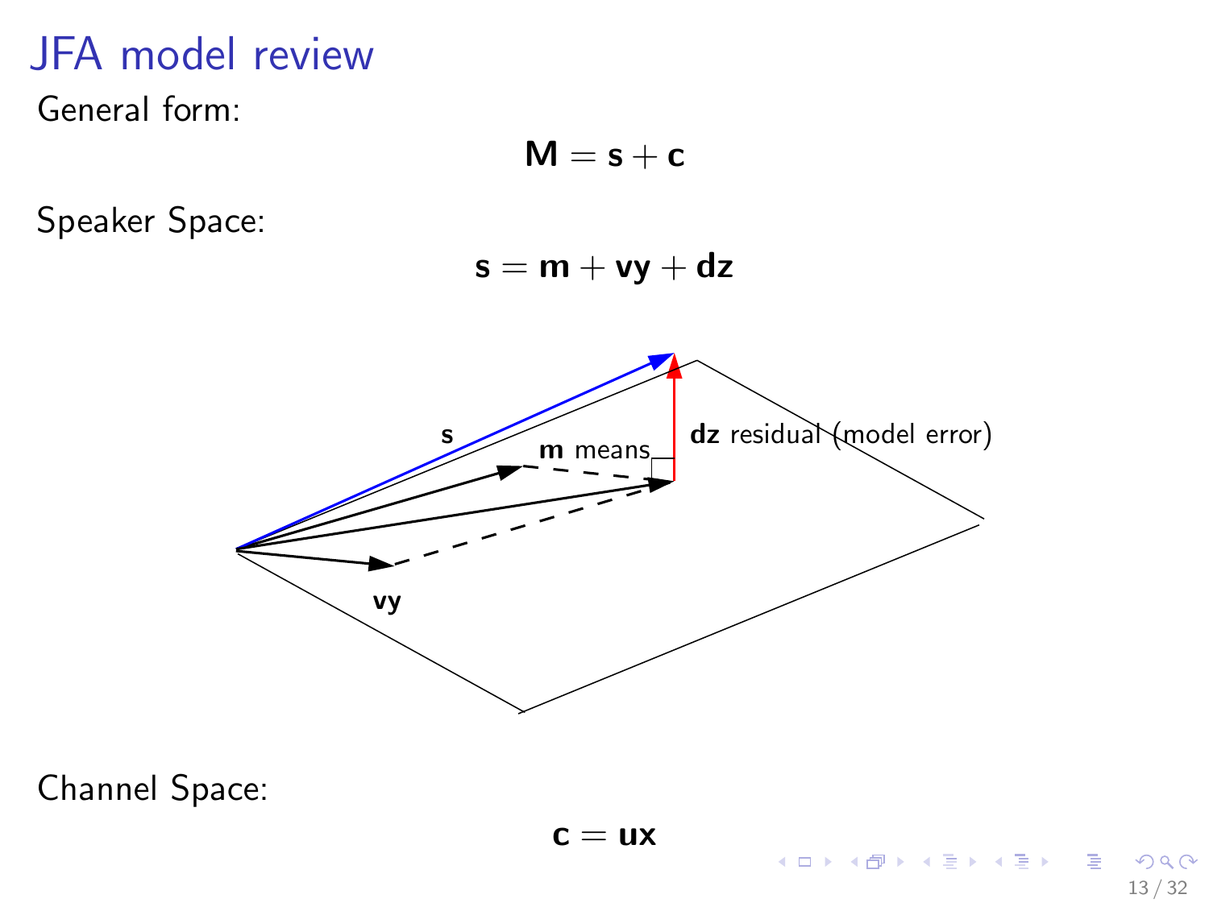# JFA model review

General form:

$$\mathbf{M} = \mathbf{s} + \mathbf{c}$$

Speaker Space:

$$\mathbf{s} = \mathbf{m} + \mathbf{vy} + \mathbf{dz}$$

**s**

**m** means

**dz** residual (model error)

**vy**

Channel Space:

$$\mathbf{c} = \mathbf{ux}$$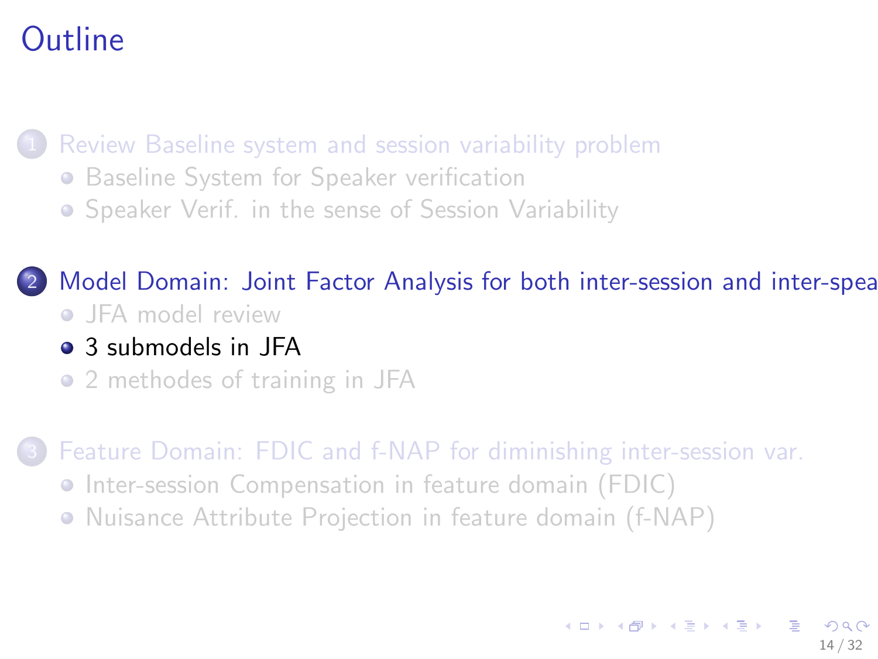# Outline

1. Review Baseline system and session variability problem
   - Baseline System for Speaker verification
   - Speaker Verif. in the sense of Session Variability
2. Model Domain: Joint Factor Analysis for both inter-session and inter-spea
   - JFA model review
   - 3 submodels in JFA
   - 2 methodes of training in JFA
3. Feature Domain: FDIC and f-NAP for diminishing inter-session var.
   - Inter-session Compensation in feature domain (FDIC)
   - Nuisance Attribute Projection in feature domain (f-NAP)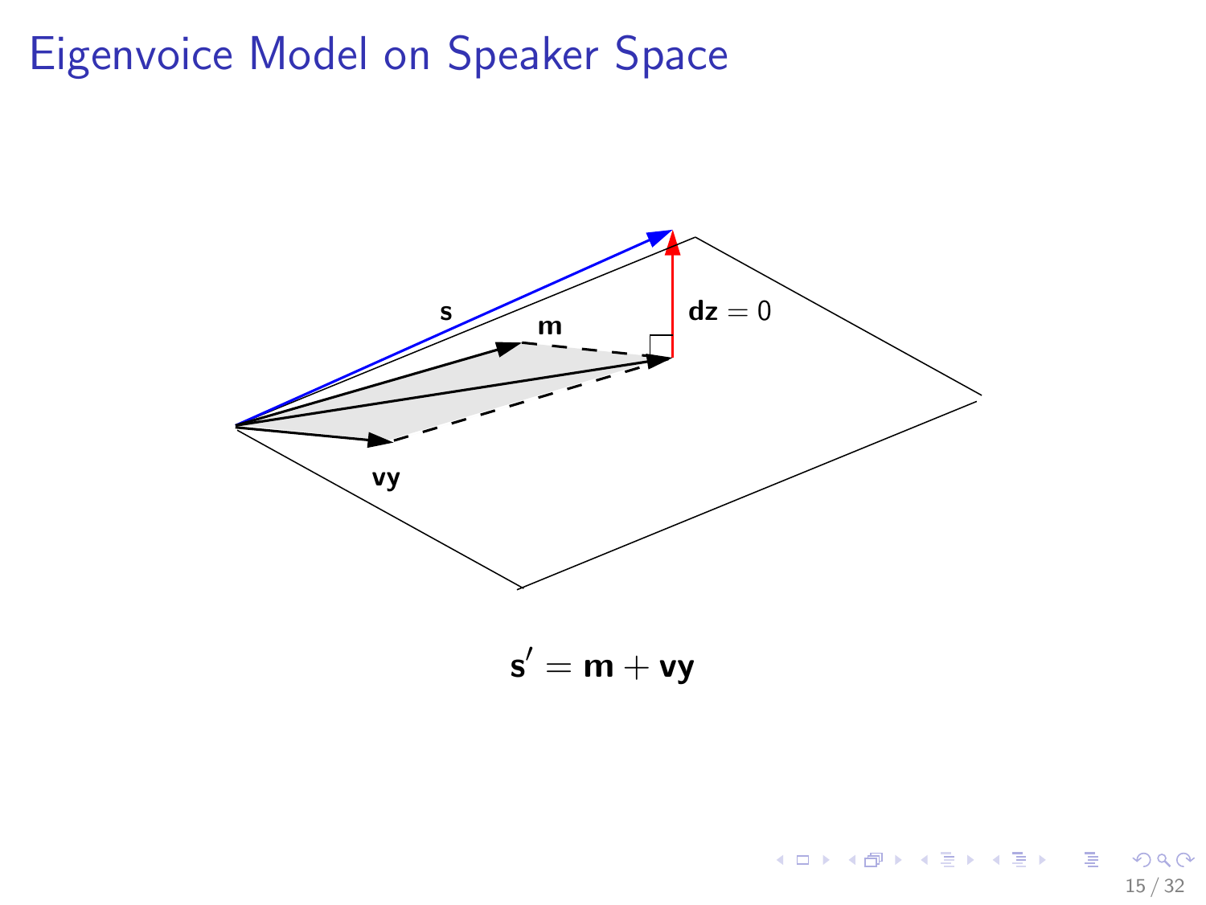# Eigenvoice Model on Speaker Space

$\mathbf{s}$

$\mathbf{m}$

$\mathbf{dz} = 0$

$\mathbf{vy}$

$$\mathbf{s}' = \mathbf{m} + \mathbf{vy}$$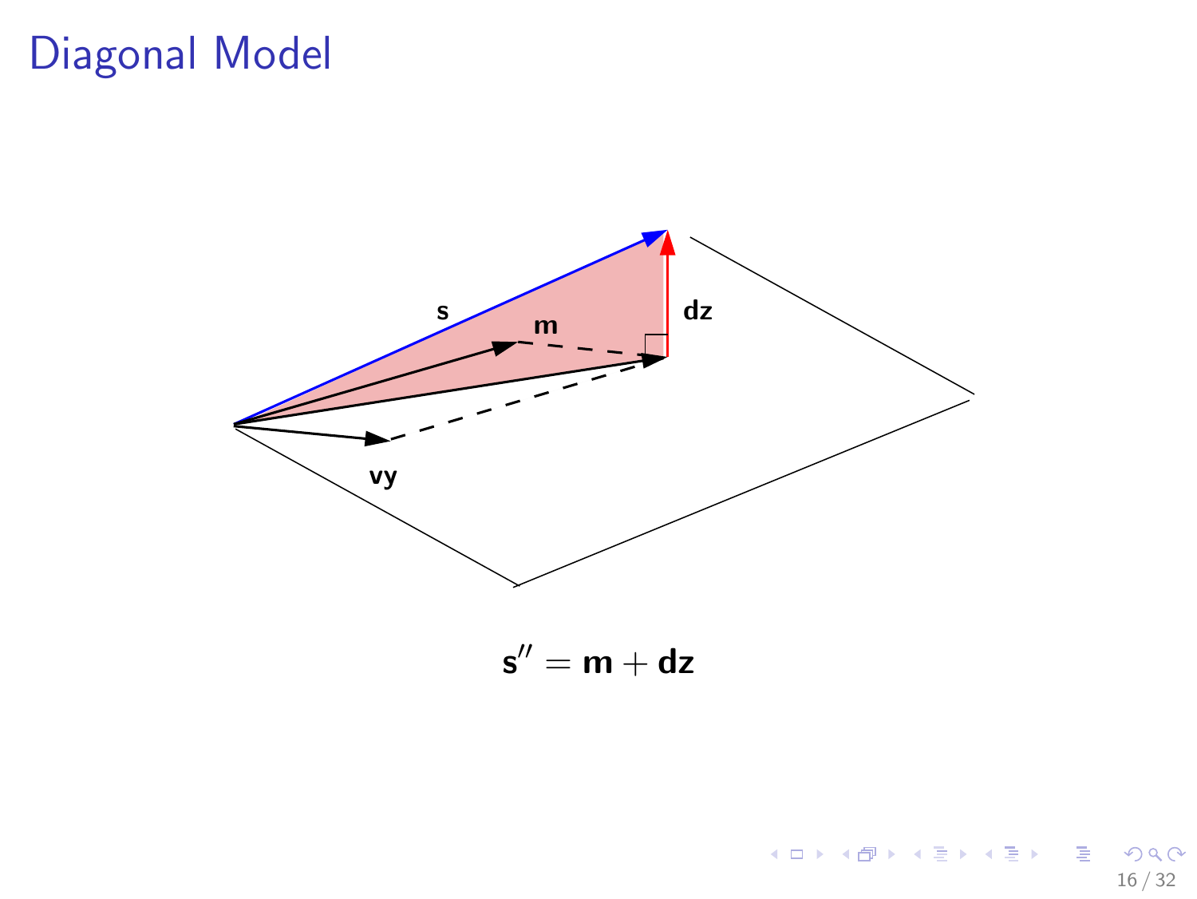# Diagonal Model

$$\mathbf{s}'' = \mathbf{m} + \mathbf{dz}$$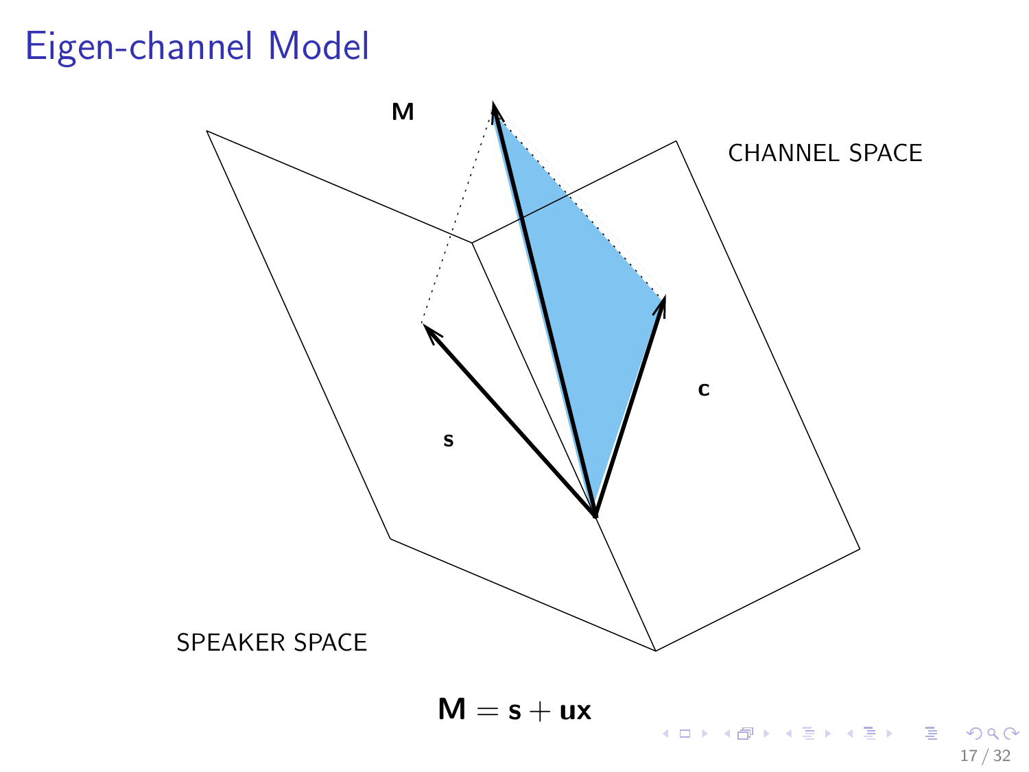# Eigen-channel Model

M

CHANNEL SPACE

c

s

SPEAKER SPACE

$$\mathbf{M} = \mathbf{s} + \mathbf{ux}$$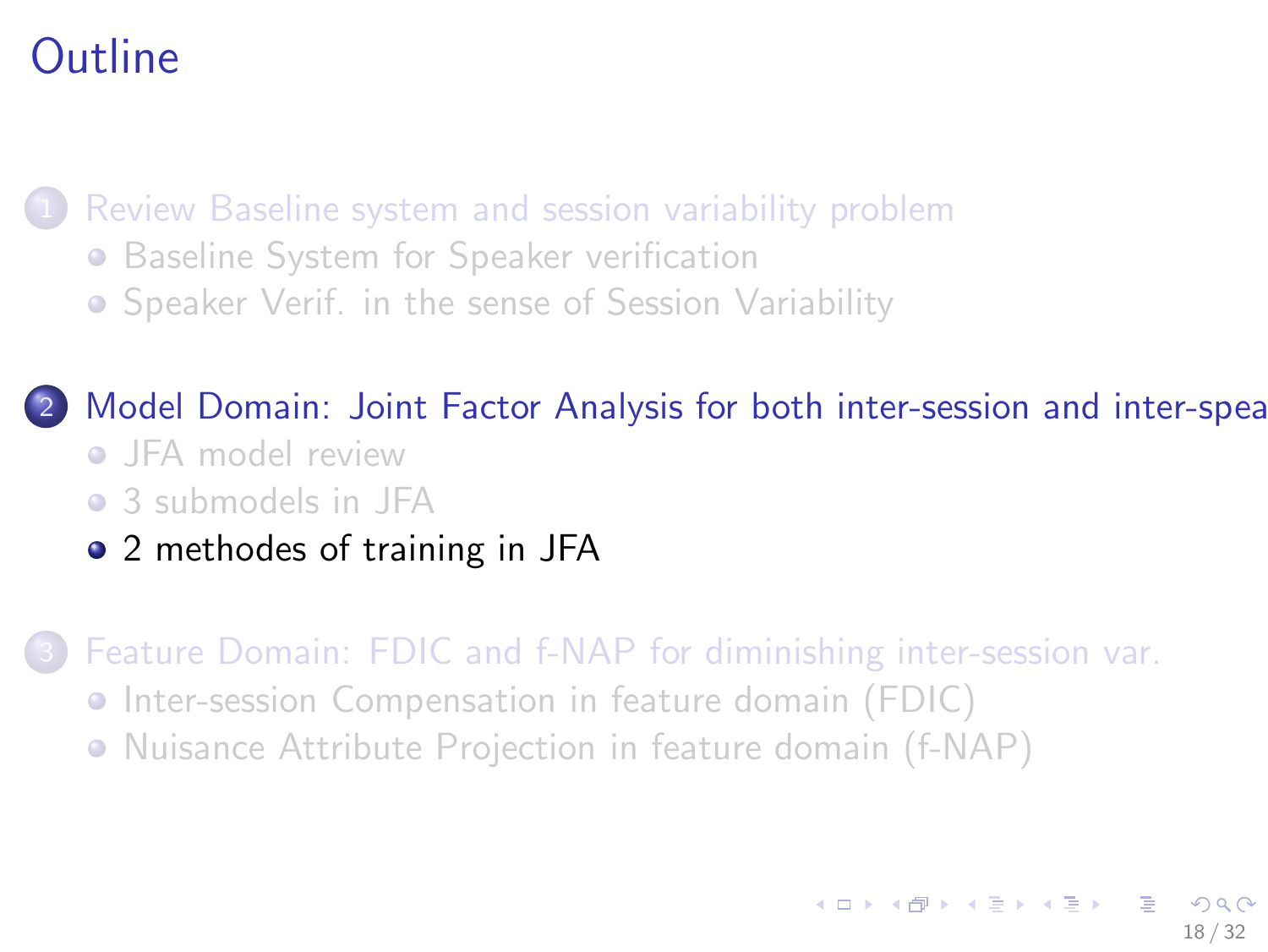# Outline

1. Review Baseline system and session variability problem
   - Baseline System for Speaker verification
   - Speaker Verif. in the sense of Session Variability

2. Model Domain: Joint Factor Analysis for both inter-session and inter-spea
   - JFA model review
   - 3 submodels in JFA
   - 2 methodes of training in JFA

3. Feature Domain: FDIC and f-NAP for diminishing inter-session var.
   - Inter-session Compensation in feature domain (FDIC)
   - Nuisance Attribute Projection in feature domain (f-NAP)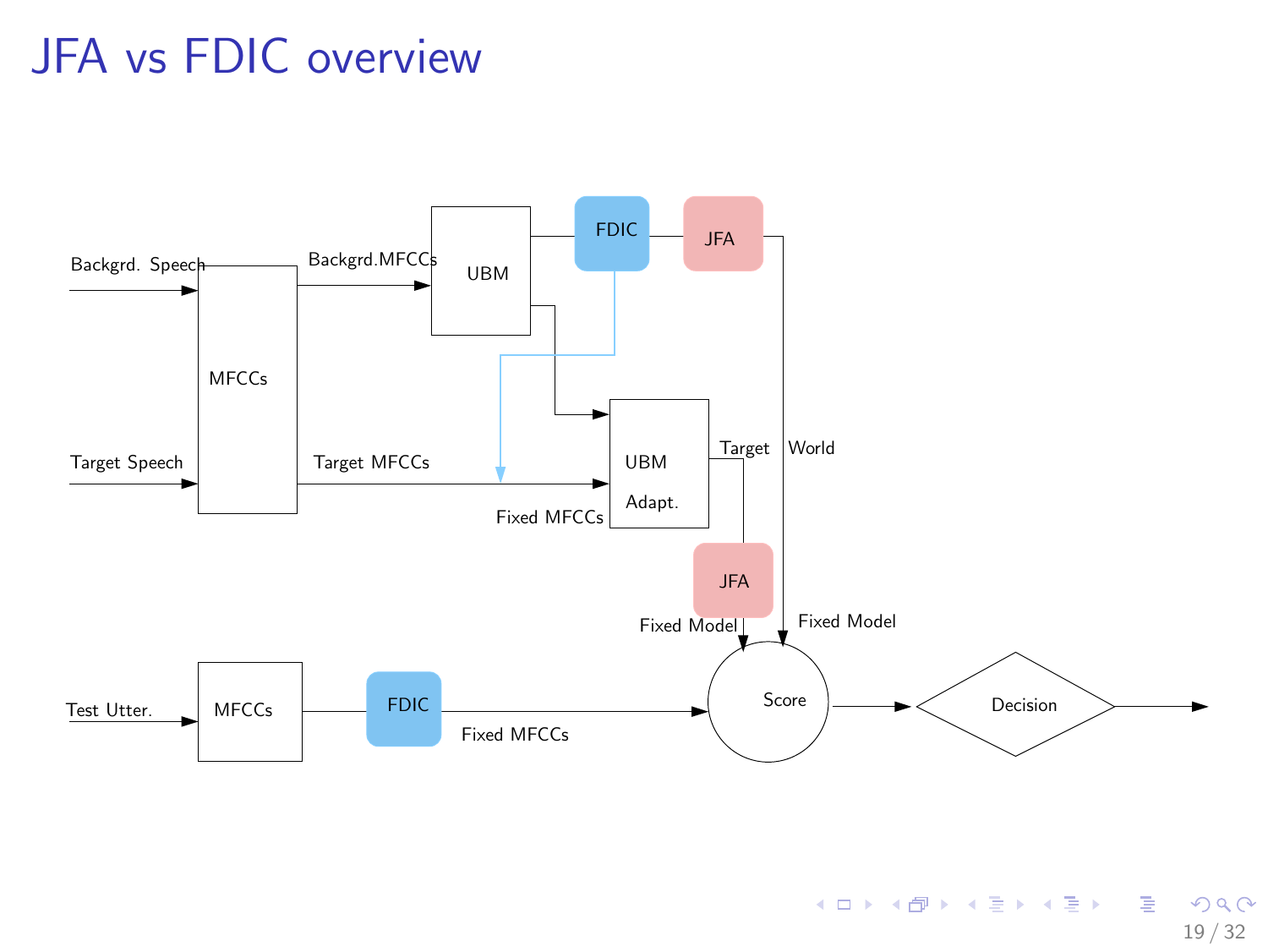# JFA vs FDIC overview

Backgrd. Speech

Target Speech

MFCCs

Backgrd.MFCCs

Target MFCCs

UBM

FDIC

JFA

UBM Adapt.

Fixed MFCCs

Target

World

JFA

Fixed Model

Fixed Model

Test Utter.

MFCCs

FDIC

Fixed MFCCs

Score

Decision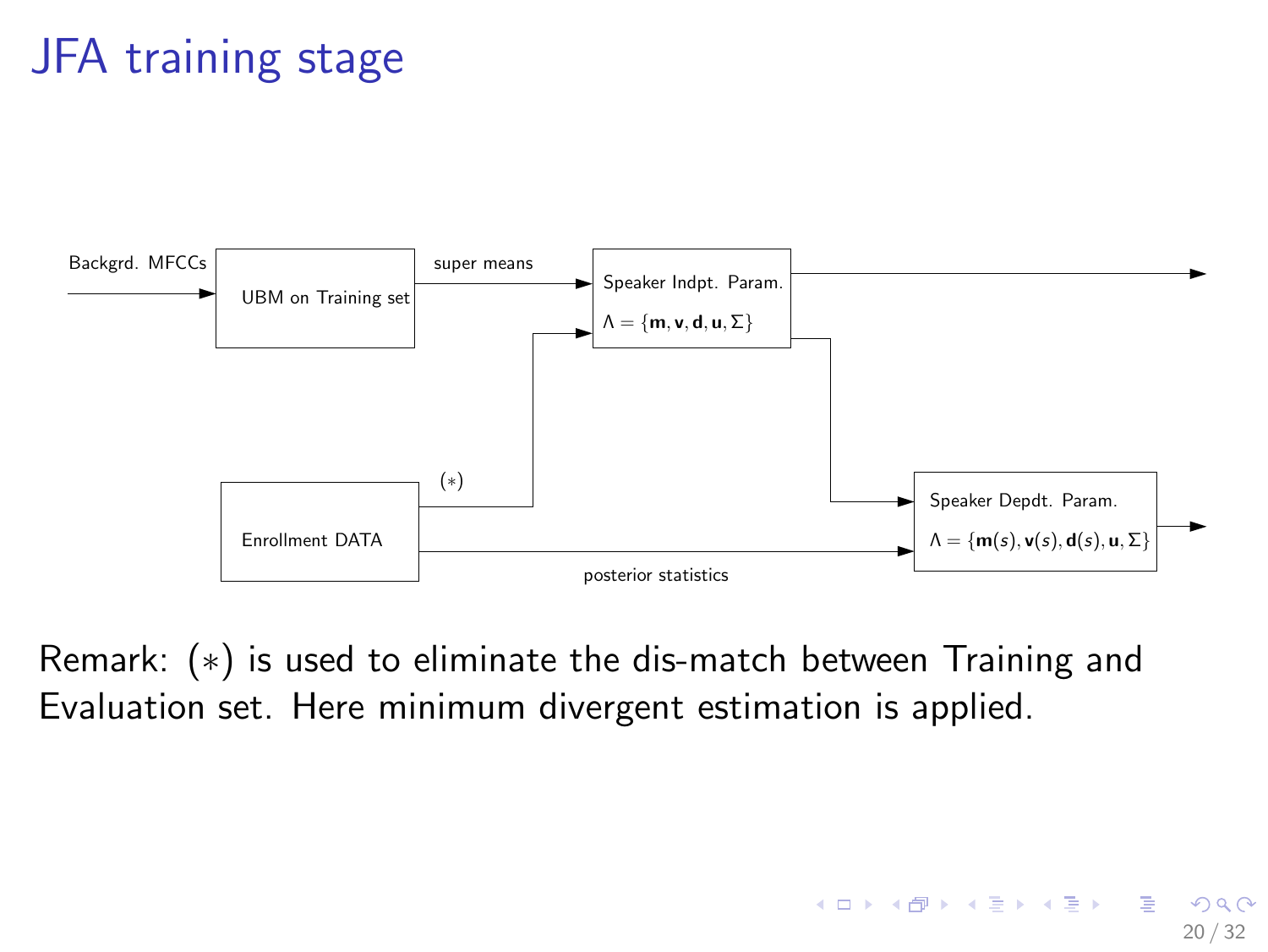# JFA training stage

Backgrd. MFCCs → UBM on Training set → super means → Speaker Indpt. Param. $\Lambda = \{\mathbf{m}, \mathbf{v}, \mathbf{d}, \mathbf{u}, \Sigma\}$

Enrollment DATA → $(*)$ → Speaker Indpt. Param.

Speaker Indpt. Param. → Speaker Depdt. Param. $\Lambda = \{\mathbf{m}(s), \mathbf{v}(s), \mathbf{d}(s), \mathbf{u}, \Sigma\}$

Enrollment DATA → posterior statistics → Speaker Depdt. Param.

Remark: $(*)$ is used to eliminate the dis-match between Training and Evaluation set. Here minimum divergent estimation is applied.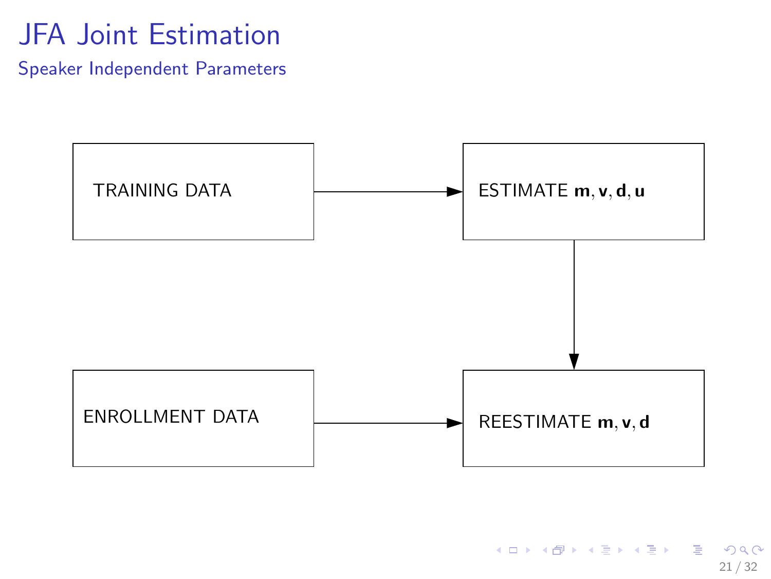# JFA Joint Estimation

## Speaker Independent Parameters

TRAINING DATA → ESTIMATE $\mathbf{m}, \mathbf{v}, \mathbf{d}, \mathbf{u}$

ESTIMATE $\mathbf{m}, \mathbf{v}, \mathbf{d}, \mathbf{u}$ → REESTIMATE $\mathbf{m}, \mathbf{v}, \mathbf{d}$

ENROLLMENT DATA → REESTIMATE $\mathbf{m}, \mathbf{v}, \mathbf{d}$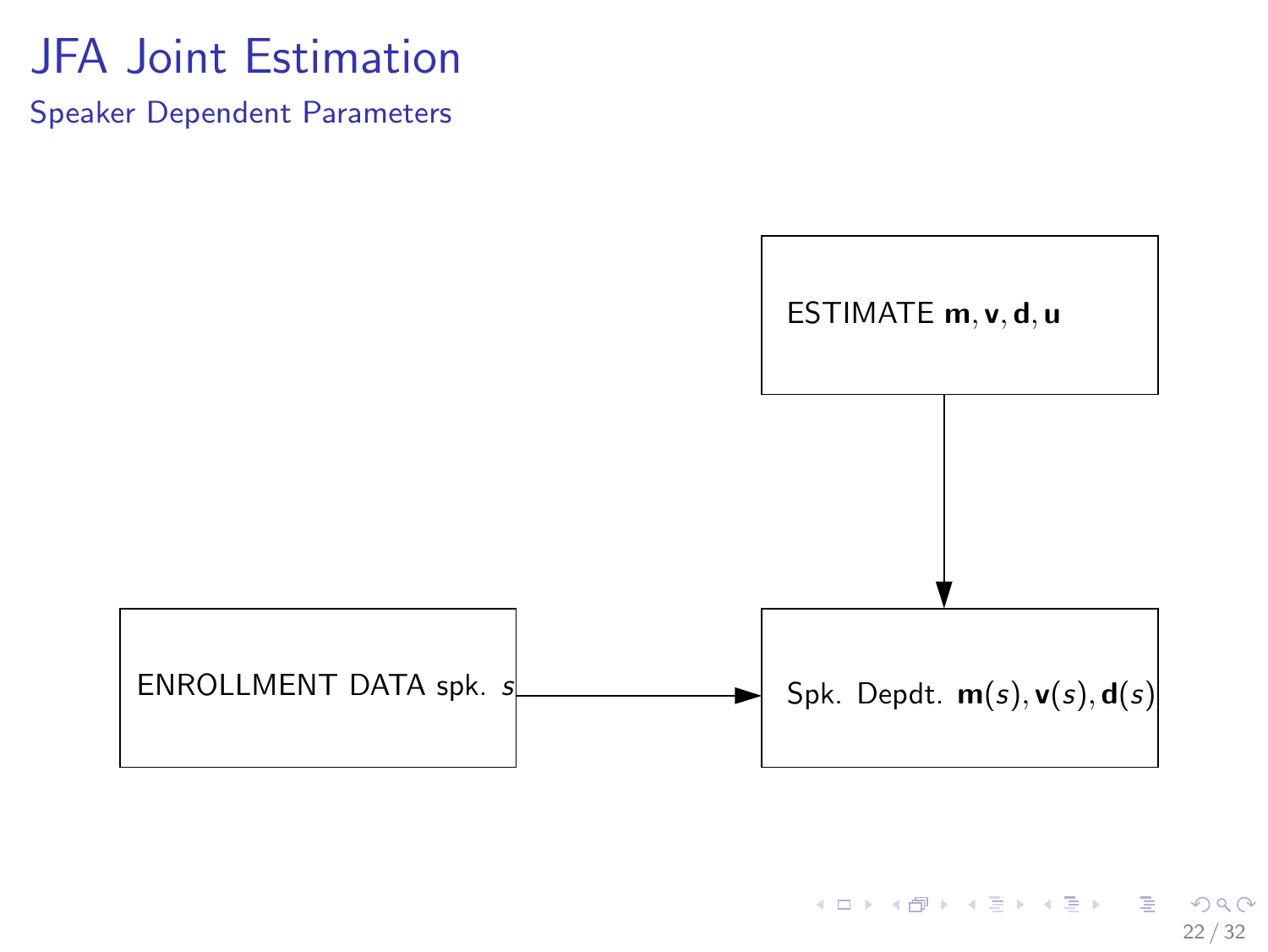# JFA Joint Estimation

## Speaker Dependent Parameters

ESTIMATE $\mathbf{m}, \mathbf{v}, \mathbf{d}, \mathbf{u}$

ENROLLMENT DATA spk. $s$

Spk. Depdt. $\mathbf{m}(s), \mathbf{v}(s), \mathbf{d}(s)$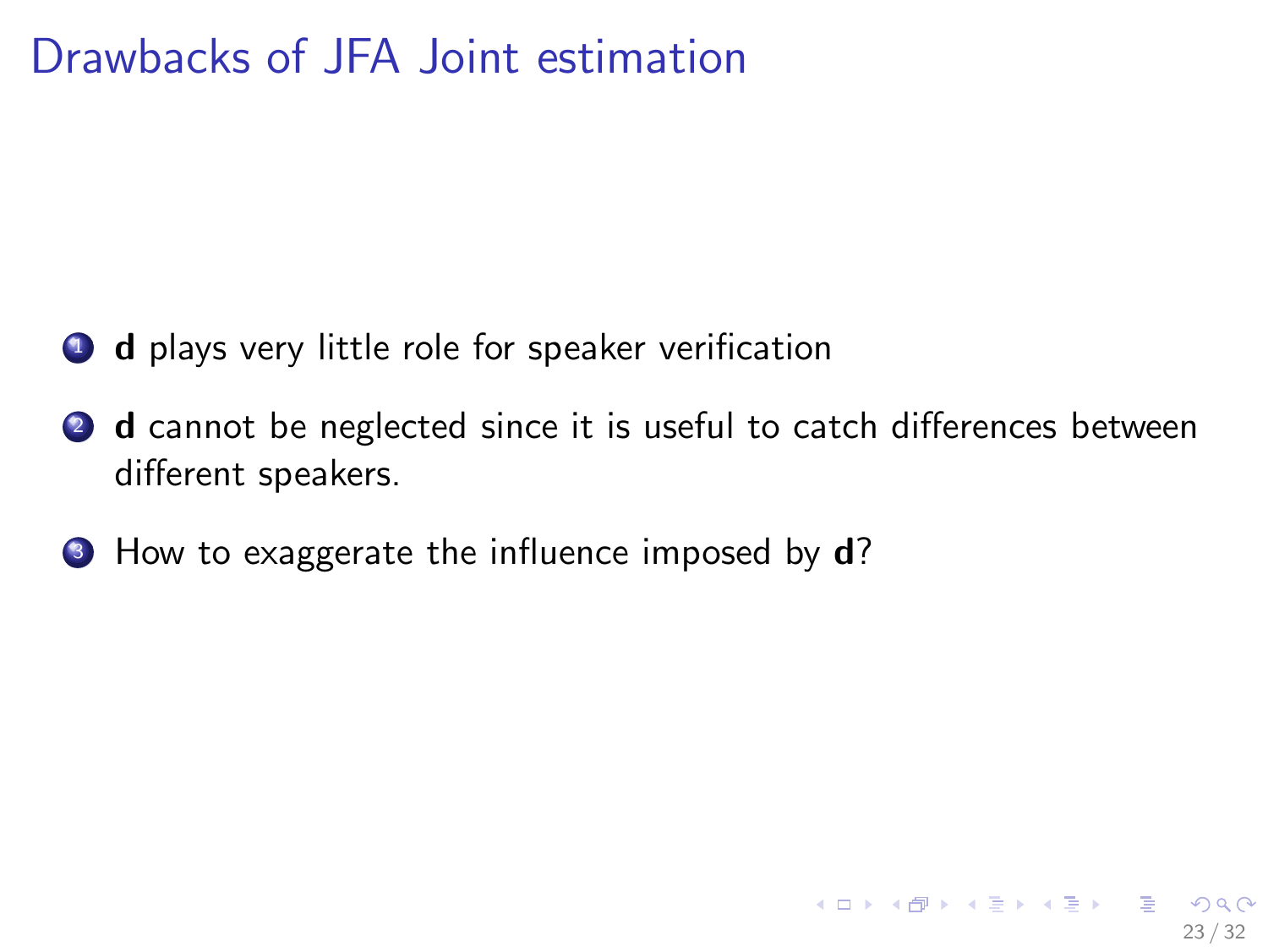# Drawbacks of JFA Joint estimation

1. $\mathbf{d}$ plays very little role for speaker verification
2. $\mathbf{d}$ cannot be neglected since it is useful to catch differences between different speakers.
3. How to exaggerate the influence imposed by $\mathbf{d}$?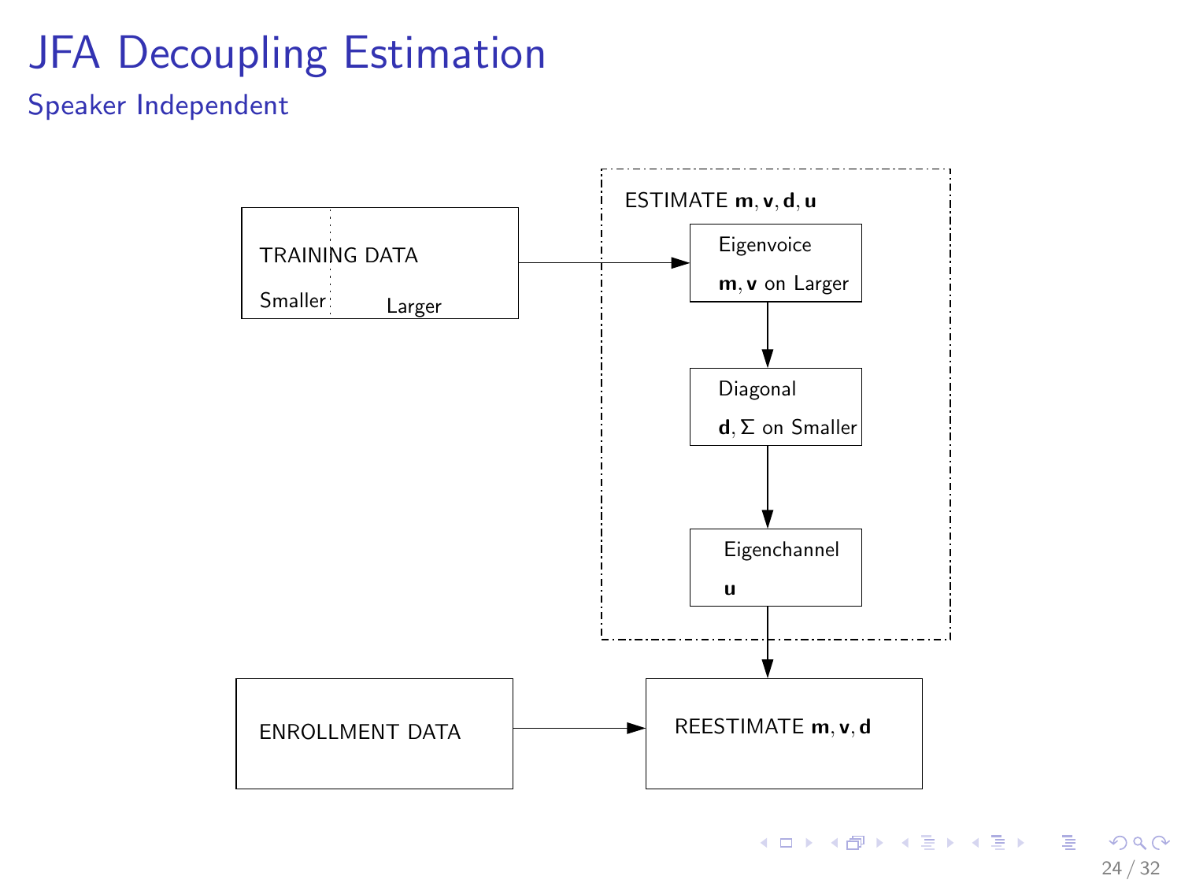# JFA Decoupling Estimation

## Speaker Independent

TRAINING DATA

Smaller | Larger

ESTIMATE $\mathbf{m}, \mathbf{v}, \mathbf{d}, \mathbf{u}$

Eigenvoice

$\mathbf{m}, \mathbf{v}$ on Larger

Diagonal

$\mathbf{d}, \Sigma$ on Smaller

Eigenchannel

$\mathbf{u}$

ENROLLMENT DATA

REESTIMATE $\mathbf{m}, \mathbf{v}, \mathbf{d}$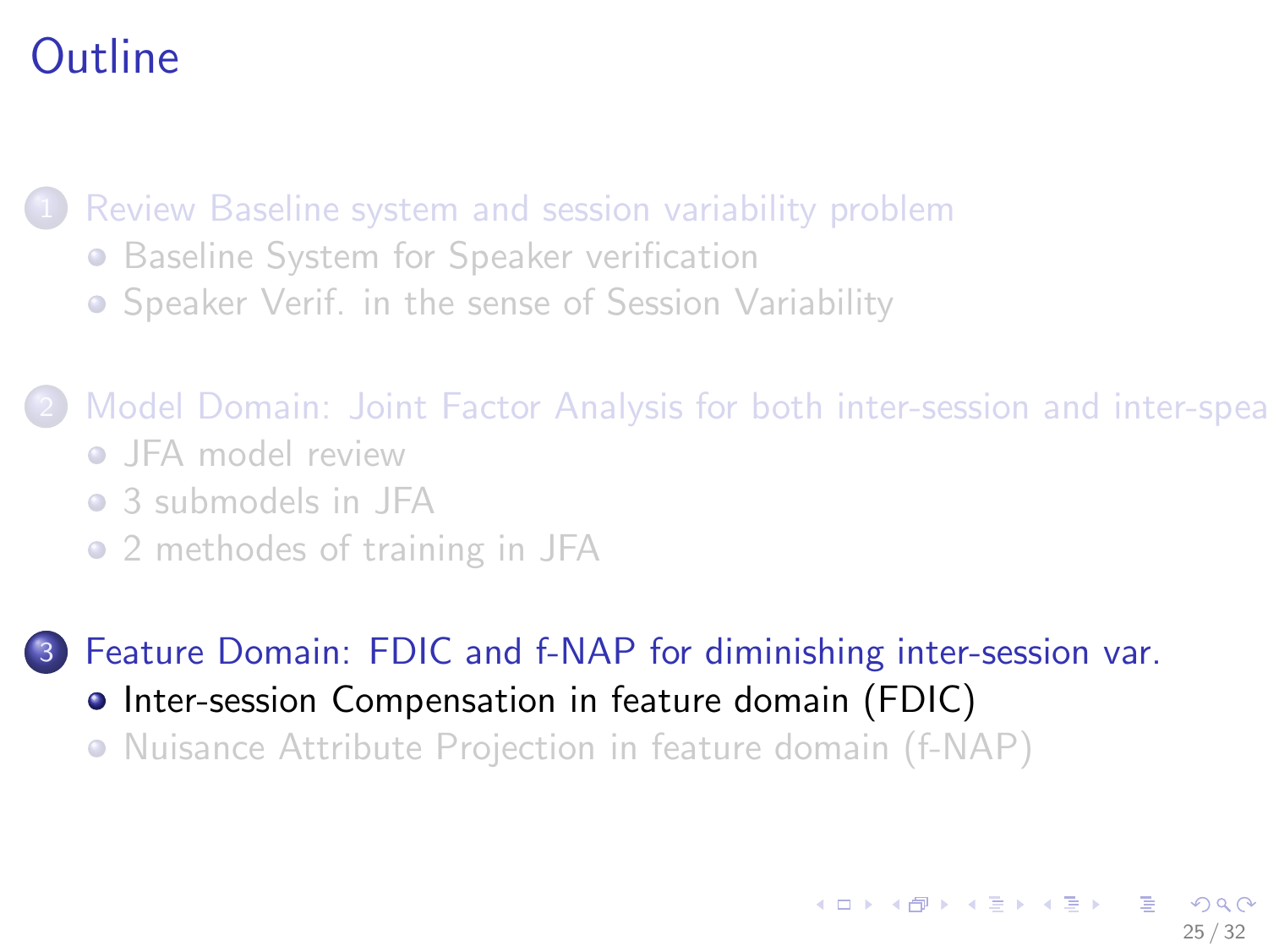# Outline

1. Review Baseline system and session variability problem
   - Baseline System for Speaker verification
   - Speaker Verif. in the sense of Session Variability

2. Model Domain: Joint Factor Analysis for both inter-session and inter-spea
   - JFA model review
   - 3 submodels in JFA
   - 2 methodes of training in JFA

3. Feature Domain: FDIC and f-NAP for diminishing inter-session var.
   - Inter-session Compensation in feature domain (FDIC)
   - Nuisance Attribute Projection in feature domain (f-NAP)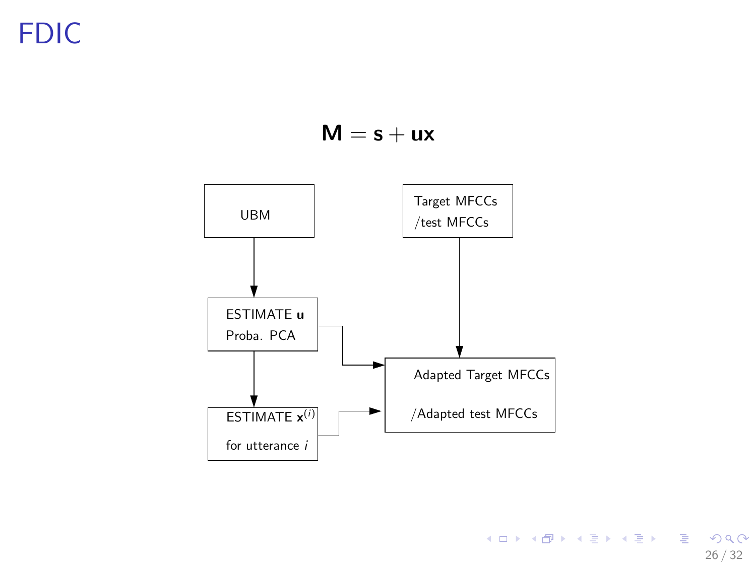# FDIC

$$\mathbf{M} = \mathbf{s} + \mathbf{u}\mathbf{x}$$

UBM

Target MFCCs /test MFCCs

ESTIMATE $\mathbf{u}$
Proba. PCA

ESTIMATE $\mathbf{x}^{(i)}$
for utterance $i$

Adapted Target MFCCs
/Adapted test MFCCs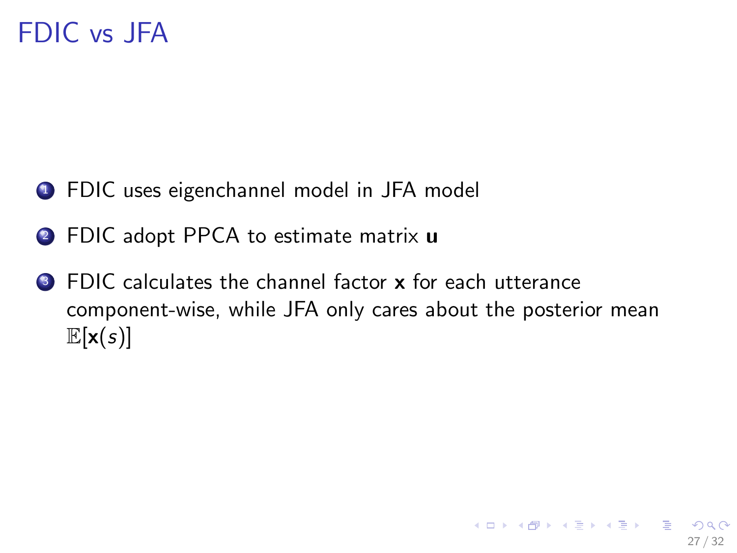# FDIC vs JFA

1. FDIC uses eigenchannel model in JFA model
2. FDIC adopt PPCA to estimate matrix $\mathbf{u}$
3. FDIC calculates the channel factor $\mathbf{x}$ for each utterance component-wise, while JFA only cares about the posterior mean $\mathbb{E}[\mathbf{x}(s)]$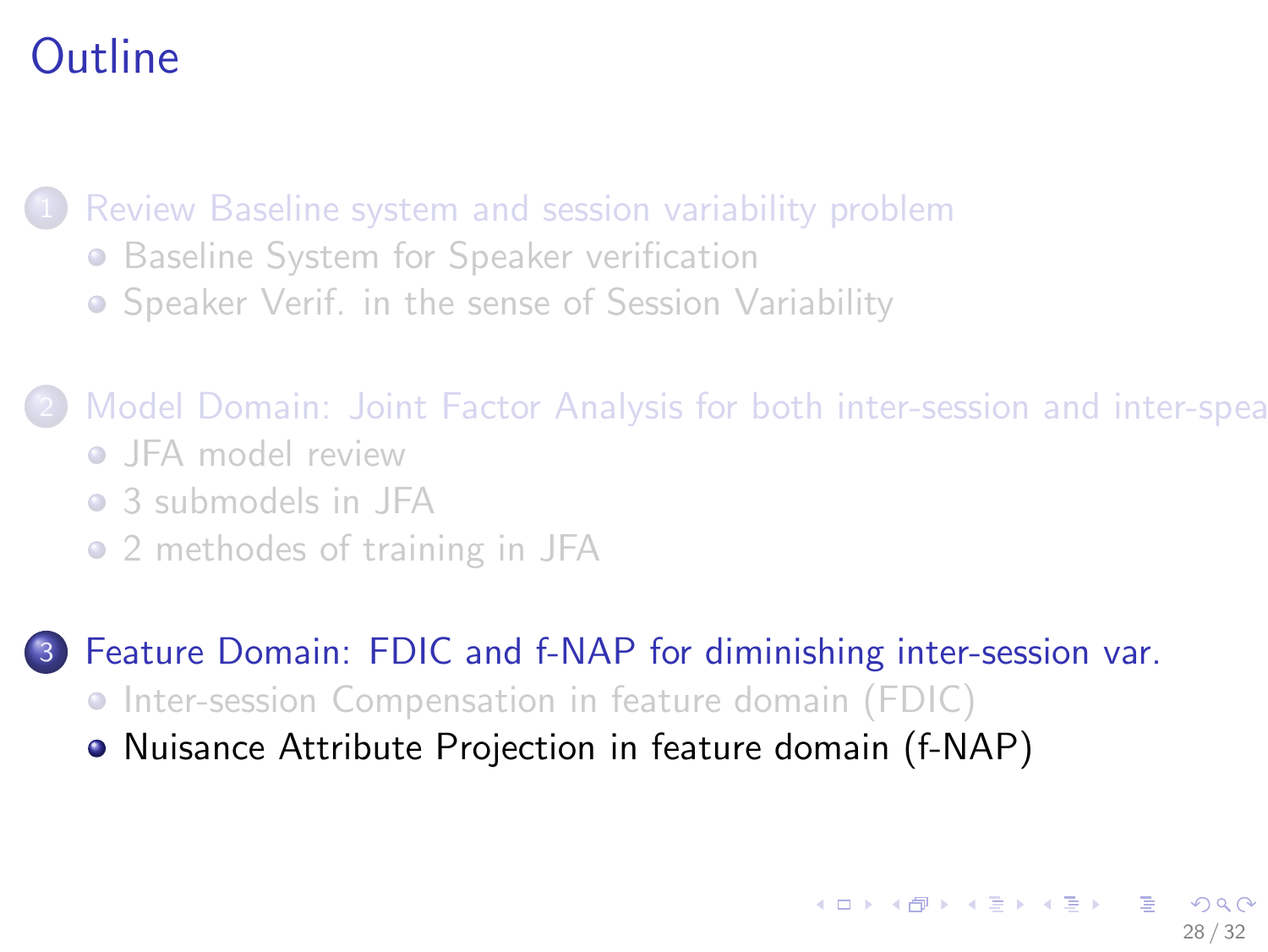# Outline

1. Review Baseline system and session variability problem
   - Baseline System for Speaker verification
   - Speaker Verif. in the sense of Session Variability
2. Model Domain: Joint Factor Analysis for both inter-session and inter-spea
   - JFA model review
   - 3 submodels in JFA
   - 2 methodes of training in JFA
3. Feature Domain: FDIC and f-NAP for diminishing inter-session var.
   - Inter-session Compensation in feature domain (FDIC)
   - Nuisance Attribute Projection in feature domain (f-NAP)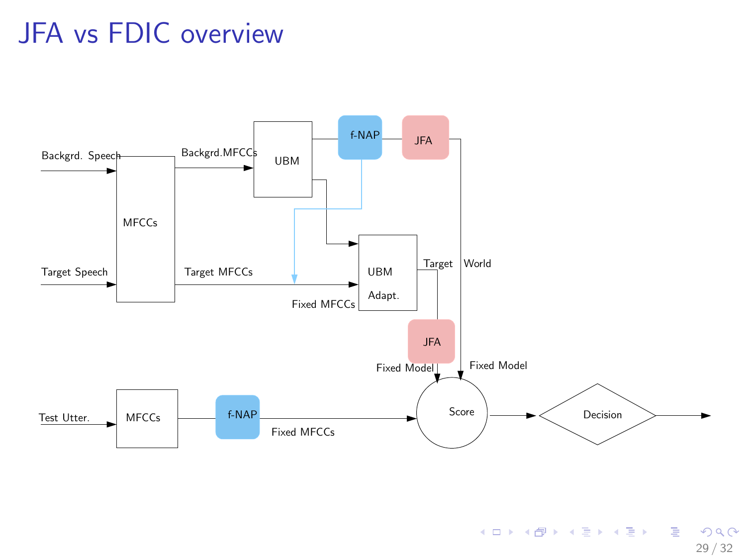# JFA vs FDIC overview

Backgrd. Speech

Target Speech

MFCCs

Backgrd.MFCCs

Target MFCCs

UBM

f-NAP

JFA

UBM Adapt.

Fixed MFCCs

Target

World

JFA

Fixed Model

Fixed Model

Test Utter.

MFCCs

f-NAP

Fixed MFCCs

Score

Decision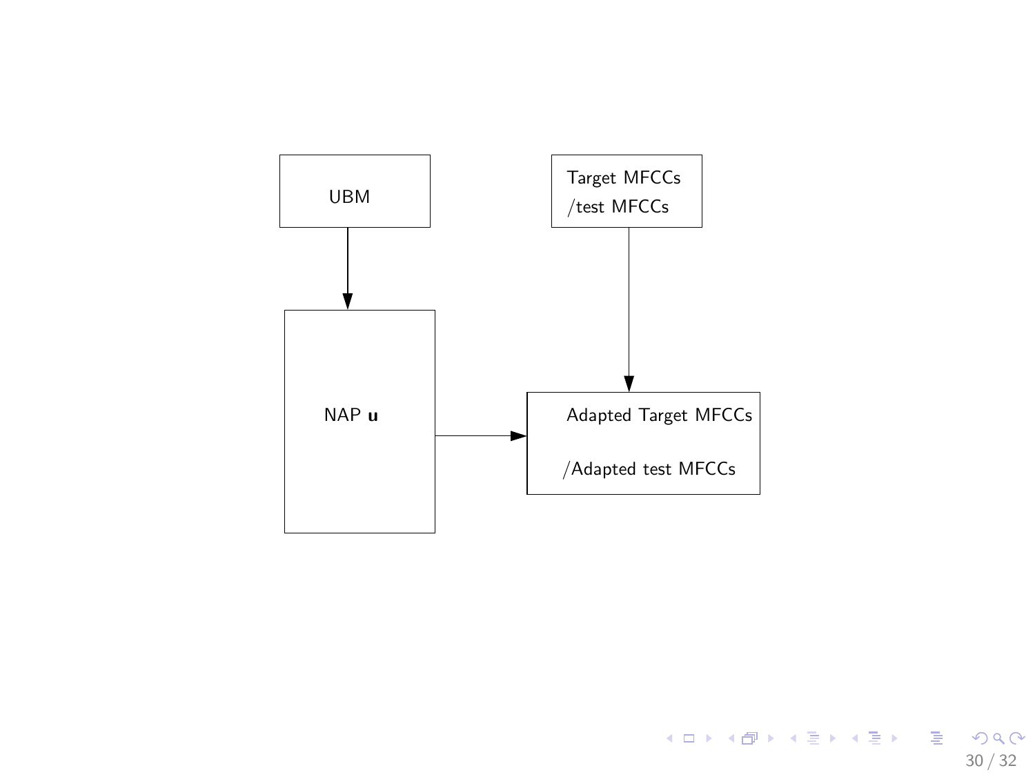UBM

Target MFCCs
/test MFCCs

NAP $\mathbf{u}$

Adapted Target MFCCs

/Adapted test MFCCs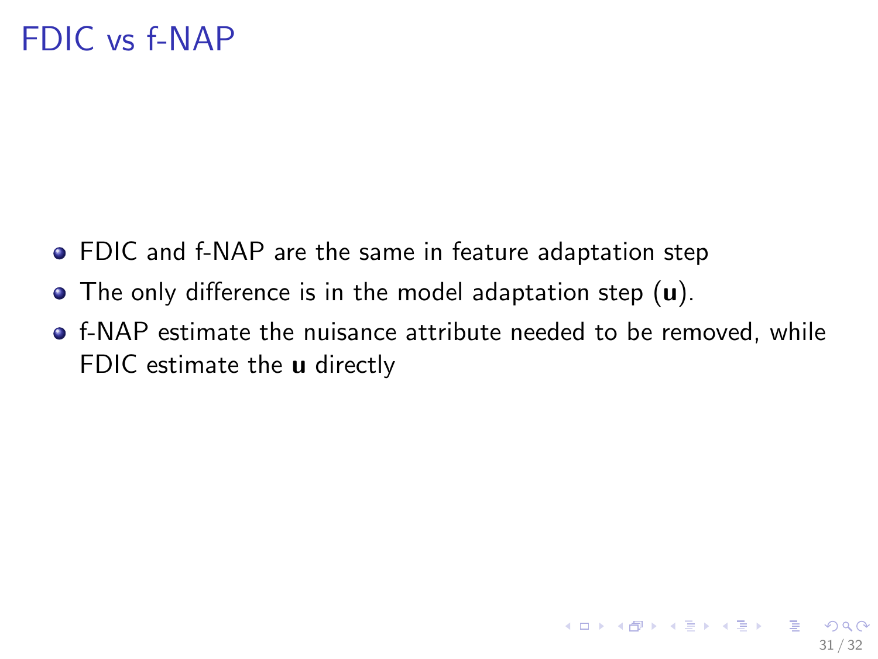# FDIC vs f-NAP

- FDIC and f-NAP are the same in feature adaptation step
- The only difference is in the model adaptation step ($\mathbf{u}$).
- f-NAP estimate the nuisance attribute needed to be removed, while FDIC estimate the $\mathbf{u}$ directly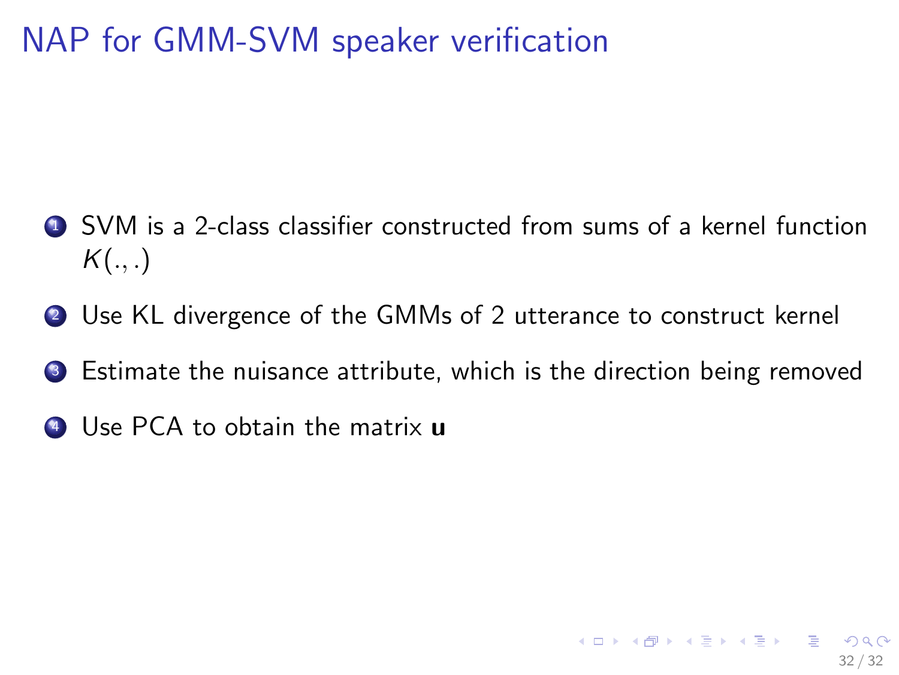# NAP for GMM-SVM speaker verification

1. SVM is a 2-class classifier constructed from sums of a kernel function $K(.,.)$
2. Use KL divergence of the GMMs of 2 utterance to construct kernel
3. Estimate the nuisance attribute, which is the direction being removed
4. Use PCA to obtain the matrix $\mathbf{u}$